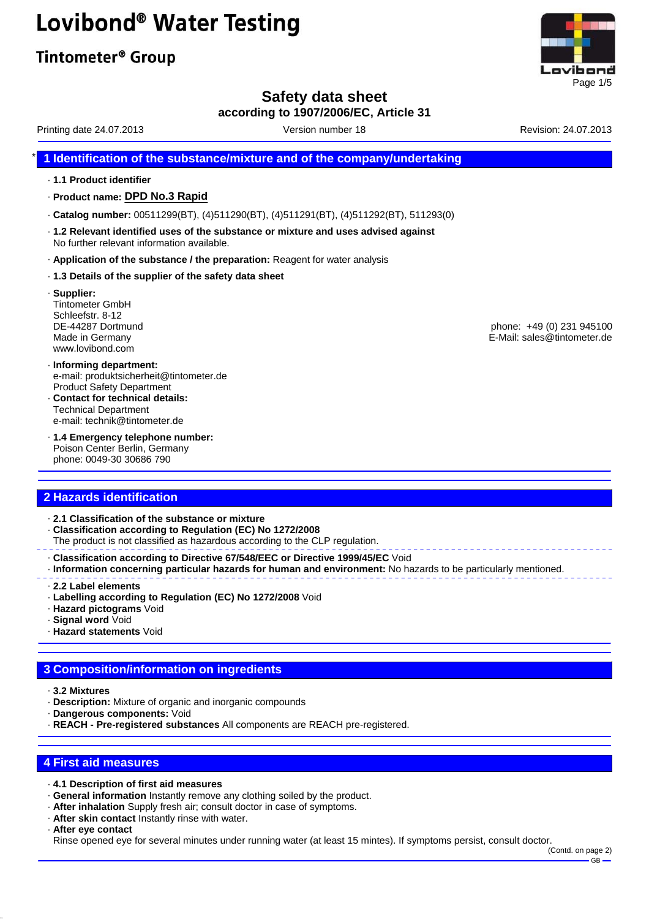# Lovibond® Water Testing

## Tintometer® Group

# Safety data sheet

**according to 1907/2006/EC, Article 31**

Printing date 24.07.2013 | Version number 18 | Revision: 24.07.2013

## * 1 Identification of the substance/mixture and of the company/undertaking

· **1.1 Product identifier**

· **Product name:** DPD No.3 Rapid

· **Catalog number:** 00511299(BT), (4)511290(BT), (4)511291(BT), (4)511292(BT), 511293(0)

· **1.2 Relevant identified uses of the substance or mixture and uses advised against**
No further relevant information available.

· **Application of the substance / the preparation:** Reagent for water analysis

· **1.3 Details of the supplier of the safety data sheet**

· **Supplier:**
Tintometer GmbH
Schleefstr. 8-12
DE-44287 Dortmund
Made in Germany
www.lovibond.com
phone: +49 (0) 231 945100
E-Mail: sales@tintometer.de

· **Informing department:**
e-mail: produktsicherheit@tintometer.de
Product Safety Department

· **Contact for technical details:**
Technical Department
e-mail: technik@tintometer.de

· **1.4 Emergency telephone number:**
Poison Center Berlin, Germany
phone: 0049-30 30686 790

## 2 Hazards identification

· **2.1 Classification of the substance or mixture**

· **Classification according to Regulation (EC) No 1272/2008**
The product is not classified as hazardous according to the CLP regulation.

· **Classification according to Directive 67/548/EEC or Directive 1999/45/EC** Void

· **Information concerning particular hazards for human and environment:** No hazards to be particularly mentioned.

· **2.2 Label elements**

· **Labelling according to Regulation (EC) No 1272/2008** Void

· **Hazard pictograms** Void

· **Signal word** Void

· **Hazard statements** Void

## 3 Composition/information on ingredients

· **3.2 Mixtures**

· **Description:** Mixture of organic and inorganic compounds

· **Dangerous components:** Void

· **REACH - Pre-registered substances** All components are REACH pre-registered.

## 4 First aid measures

· **4.1 Description of first aid measures**

· **General information** Instantly remove any clothing soiled by the product.

· **After inhalation** Supply fresh air; consult doctor in case of symptoms.

· **After skin contact** Instantly rinse with water.

· **After eye contact**
Rinse opened eye for several minutes under running water (at least 15 mintes). If symptoms persist, consult doctor.

(Contd. on page 2)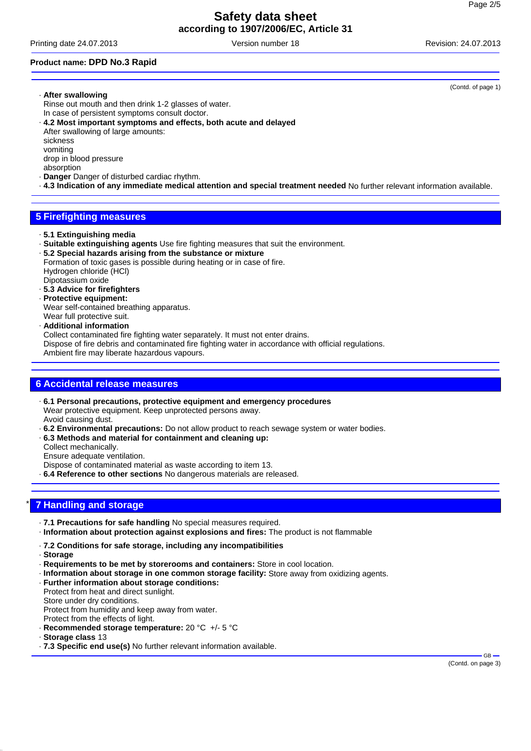(Contd. of page 1)

· **After swallowing**
Rinse out mouth and then drink 1-2 glasses of water.
In case of persistent symptoms consult doctor.
· **4.2 Most important symptoms and effects, both acute and delayed**
After swallowing of large amounts:
sickness
vomiting
drop in blood pressure
absorption
· **Danger** Danger of disturbed cardiac rhythm.
· **4.3 Indication of any immediate medical attention and special treatment needed** No further relevant information available.

## 5 Firefighting measures

· **5.1 Extinguishing media**
· **Suitable extinguishing agents** Use fire fighting measures that suit the environment.
· **5.2 Special hazards arising from the substance or mixture**
Formation of toxic gases is possible during heating or in case of fire.
Hydrogen chloride (HCl)
Dipotassium oxide
· **5.3 Advice for firefighters**
· **Protective equipment:**
Wear self-contained breathing apparatus.
Wear full protective suit.
· **Additional information**
Collect contaminated fire fighting water separately. It must not enter drains.
Dispose of fire debris and contaminated fire fighting water in accordance with official regulations.
Ambient fire may liberate hazardous vapours.

## 6 Accidental release measures

· **6.1 Personal precautions, protective equipment and emergency procedures**
Wear protective equipment. Keep unprotected persons away.
Avoid causing dust.
· **6.2 Environmental precautions:** Do not allow product to reach sewage system or water bodies.
· **6.3 Methods and material for containment and cleaning up:**
Collect mechanically.
Ensure adequate ventilation.
Dispose of contaminated material as waste according to item 13.
· **6.4 Reference to other sections** No dangerous materials are released.

## * 7 Handling and storage

· **7.1 Precautions for safe handling** No special measures required.
· **Information about protection against explosions and fires:** The product is not flammable

· **7.2 Conditions for safe storage, including any incompatibilities**
· **Storage**
· **Requirements to be met by storerooms and containers:** Store in cool location.
· **Information about storage in one common storage facility:** Store away from oxidizing agents.
· **Further information about storage conditions:**
Protect from heat and direct sunlight.
Store under dry conditions.
Protect from humidity and keep away from water.
Protect from the effects of light.
· **Recommended storage temperature:** 20 °C +/- 5 °C
· **Storage class** 13
· **7.3 Specific end use(s)** No further relevant information available.

(Contd. on page 3)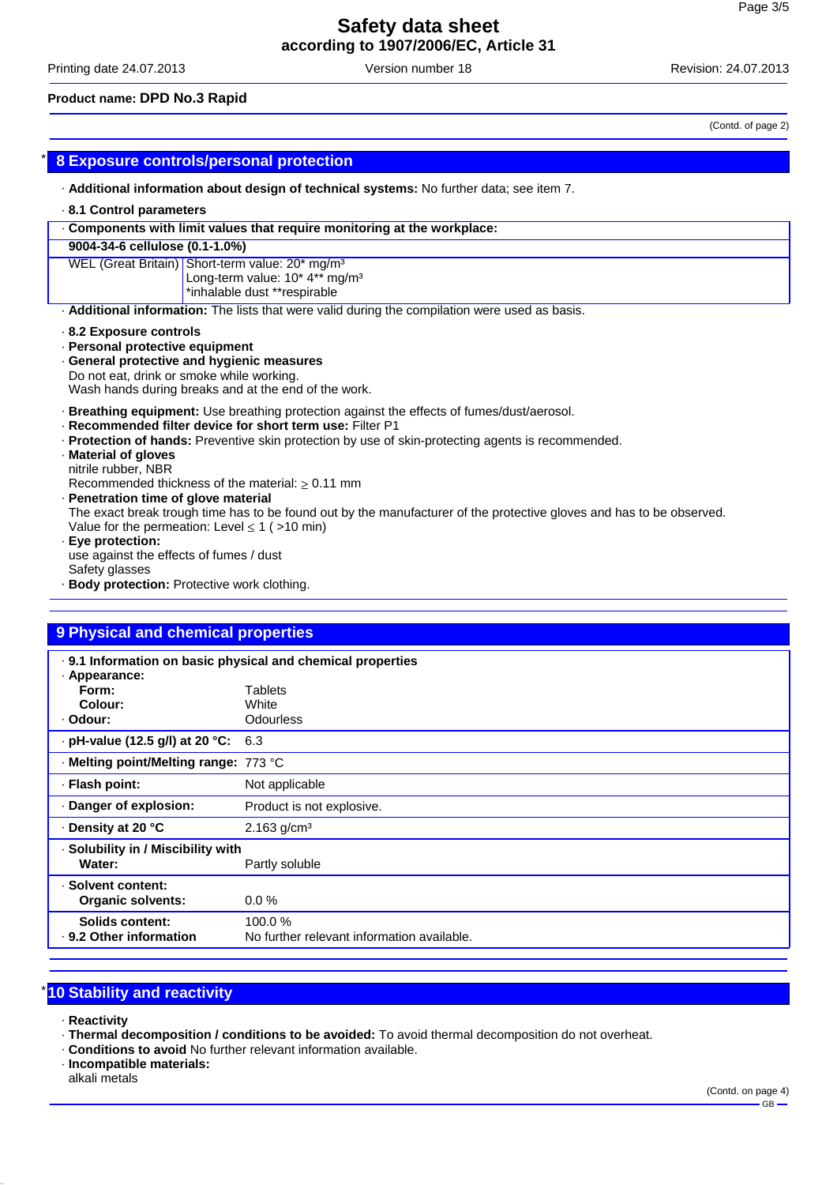Product name: **DPD No.3 Rapid**

(Contd. of page 2)

## * 8 Exposure controls/personal protection

· **Additional information about design of technical systems:** No further data; see item 7.

· **8.1 Control parameters**

| · Components with limit values that require monitoring at the workplace: | |
|---|---|
| **9004-34-6 cellulose (0.1-1.0%)** | |
| WEL (Great Britain) | Short-term value: 20* mg/m³<br>Long-term value: 10* 4** mg/m³<br>*inhalable dust **respirable |

· **Additional information:** The lists that were valid during the compilation were used as basis.

· **8.2 Exposure controls**
· **Personal protective equipment**
· **General protective and hygienic measures**
Do not eat, drink or smoke while working.
Wash hands during breaks and at the end of the work.

· **Breathing equipment:** Use breathing protection against the effects of fumes/dust/aerosol.
· **Recommended filter device for short term use:** Filter P1
· **Protection of hands:** Preventive skin protection by use of skin-protecting agents is recommended.
· **Material of gloves**
nitrile rubber, NBR
Recommended thickness of the material: $\geq$ 0.11 mm
· **Penetration time of glove material**
The exact break trough time has to be found out by the manufacturer of the protective gloves and has to be observed.
Value for the permeation: Level $\leq$ 1 ( >10 min)
· **Eye protection:**
use against the effects of fumes / dust
Safety glasses
· **Body protection:** Protective work clothing.

## 9 Physical and chemical properties

| | |
|---|---|
| · **9.1 Information on basic physical and chemical properties** | |
| · **Appearance:** | |
| **Form:** | Tablets |
| **Colour:** | White |
| · **Odour:** | Odourless |
| · **pH-value (12.5 g/l) at 20 °C:** | 6.3 |
| · **Melting point/Melting range:** | 773 °C |
| · **Flash point:** | Not applicable |
| · **Danger of explosion:** | Product is not explosive. |
| · **Density at 20 °C** | 2.163 g/cm³ |
| · **Solubility in / Miscibility with** | |
| **Water:** | Partly soluble |
| · **Solvent content:** | |
| **Organic solvents:** | 0.0 % |
| **Solids content:** | 100.0 % |
| · **9.2 Other information** | No further relevant information available. |

## * 10 Stability and reactivity

· **Reactivity**
· **Thermal decomposition / conditions to be avoided:** To avoid thermal decomposition do not overheat.
· **Conditions to avoid** No further relevant information available.
· **Incompatible materials:**
alkali metals

(Contd. on page 4)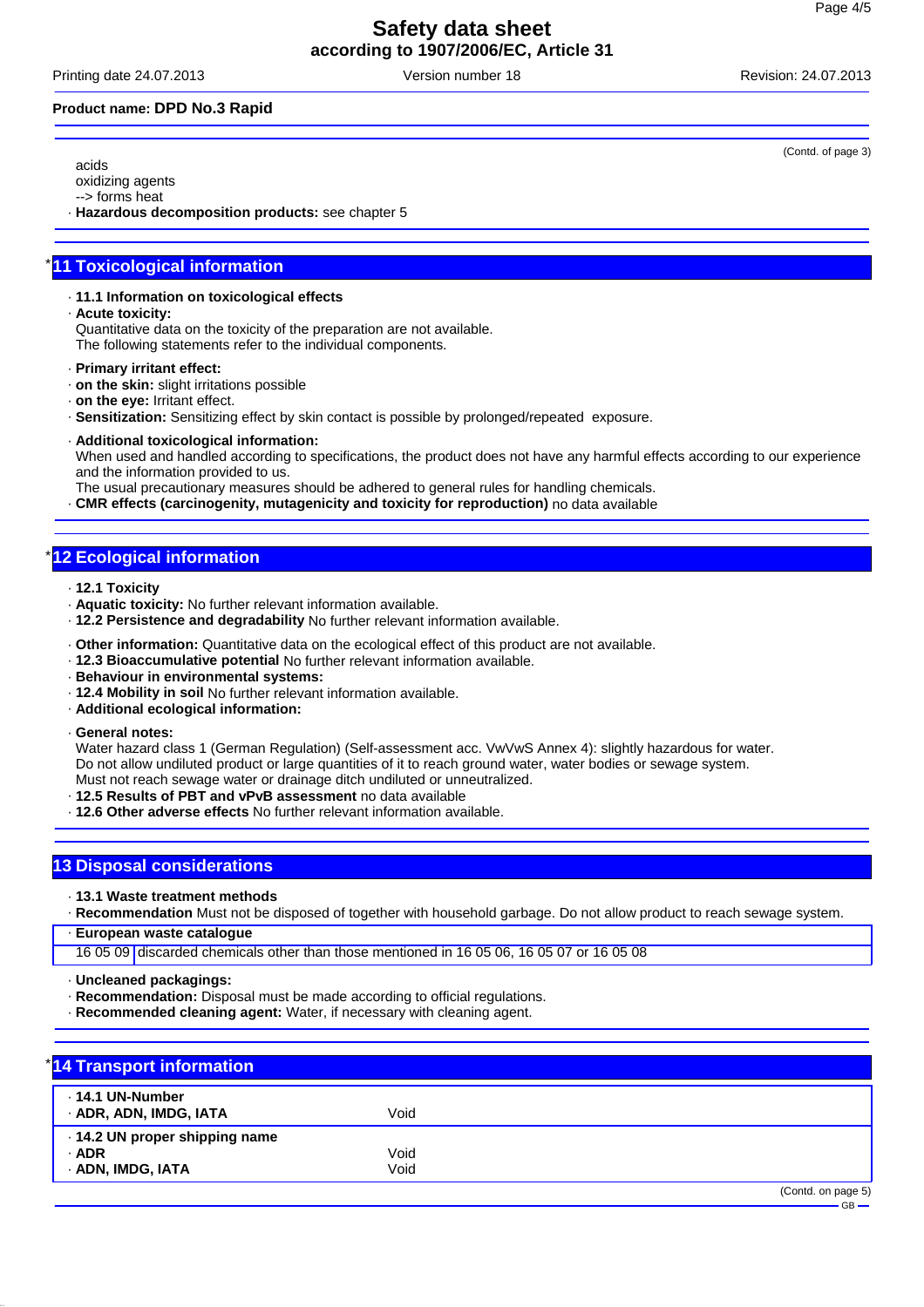acids
oxidizing agents
--> forms heat

· **Hazardous decomposition products:** see chapter 5

## * 11 Toxicological information

· **11.1 Information on toxicological effects**

· **Acute toxicity:**
Quantitative data on the toxicity of the preparation are not available.
The following statements refer to the individual components.

· **Primary irritant effect:**
· **on the skin:** slight irritations possible
· **on the eye:** Irritant effect.
· **Sensitization:** Sensitizing effect by skin contact is possible by prolonged/repeated exposure.

· **Additional toxicological information:**
When used and handled according to specifications, the product does not have any harmful effects according to our experience and the information provided to us.
The usual precautionary measures should be adhered to general rules for handling chemicals.
· **CMR effects (carcinogenity, mutagenicity and toxicity for reproduction)** no data available

## * 12 Ecological information

· **12.1 Toxicity**
· **Aquatic toxicity:** No further relevant information available.
· **12.2 Persistence and degradability** No further relevant information available.

· **Other information:** Quantitative data on the ecological effect of this product are not available.
· **12.3 Bioaccumulative potential** No further relevant information available.
· **Behaviour in environmental systems:**
· **12.4 Mobility in soil** No further relevant information available.
· **Additional ecological information:**

· **General notes:**
Water hazard class 1 (German Regulation) (Self-assessment acc. VwVwS Annex 4): slightly hazardous for water.
Do not allow undiluted product or large quantities of it to reach ground water, water bodies or sewage system.
Must not reach sewage water or drainage ditch undiluted or unneutralized.
· **12.5 Results of PBT and vPvB assessment** no data available
· **12.6 Other adverse effects** No further relevant information available.

## 13 Disposal considerations

· **13.1 Waste treatment methods**
· **Recommendation** Must not be disposed of together with household garbage. Do not allow product to reach sewage system.

· **European waste catalogue**

| | |
|---|---|
| 16 05 09 | discarded chemicals other than those mentioned in 16 05 06, 16 05 07 or 16 05 08 |

· **Uncleaned packagings:**
· **Recommendation:** Disposal must be made according to official regulations.
· **Recommended cleaning agent:** Water, if necessary with cleaning agent.

## * 14 Transport information

| | |
|---|---|
| · **14.1 UN-Number** | |
| · **ADR, ADN, IMDG, IATA** | Void |
| · **14.2 UN proper shipping name** | |
| · **ADR** | Void |
| · **ADN, IMDG, IATA** | Void |

(Contd. on page 5)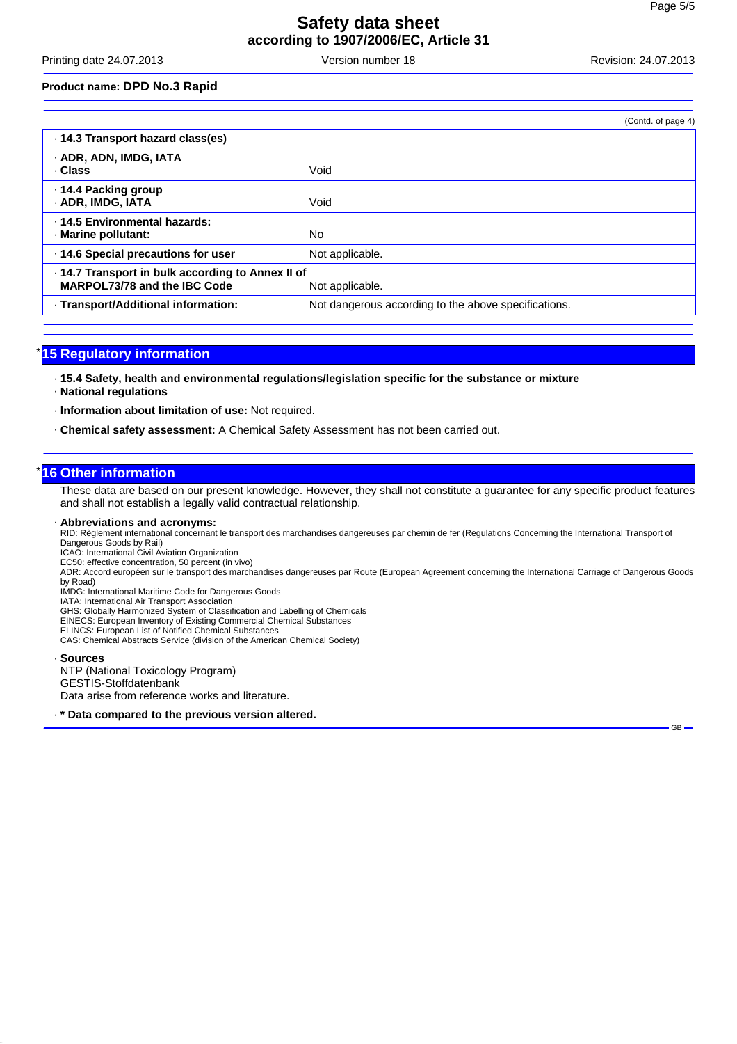Product name: **DPD No.3 Rapid**

(Contd. of page 4)

| | |
|---|---|
| · **14.3 Transport hazard class(es)** | |
| · **ADR, ADN, IMDG, IATA** · **Class** | Void |
| · **14.4 Packing group** · **ADR, IMDG, IATA** | Void |
| · **14.5 Environmental hazards:** · **Marine pollutant:** | No |
| · **14.6 Special precautions for user** | Not applicable. |
| · **14.7 Transport in bulk according to Annex II of MARPOL73/78 and the IBC Code** | Not applicable. |
| · **Transport/Additional information:** | Not dangerous according to the above specifications. |

## * 15 Regulatory information

· **15.4 Safety, health and environmental regulations/legislation specific for the substance or mixture**
· **National regulations**

· **Information about limitation of use:** Not required.

· **Chemical safety assessment:** A Chemical Safety Assessment has not been carried out.

## * 16 Other information

These data are based on our present knowledge. However, they shall not constitute a guarantee for any specific product features and shall not establish a legally valid contractual relationship.

· **Abbreviations and acronyms:**
RID: Règlement international concernant le transport des marchandises dangereuses par chemin de fer (Regulations Concerning the International Transport of Dangerous Goods by Rail)
ICAO: International Civil Aviation Organization
EC50: effective concentration, 50 percent (in vivo)
ADR: Accord européen sur le transport des marchandises dangereuses par Route (European Agreement concerning the International Carriage of Dangerous Goods by Road)
IMDG: International Maritime Code for Dangerous Goods
IATA: International Air Transport Association
GHS: Globally Harmonized System of Classification and Labelling of Chemicals
EINECS: European Inventory of Existing Commercial Chemical Substances
ELINCS: European List of Notified Chemical Substances
CAS: Chemical Abstracts Service (division of the American Chemical Society)

· **Sources**
NTP (National Toxicology Program)
GESTIS-Stoffdatenbank
Data arise from reference works and literature.

· *** Data compared to the previous version altered.**